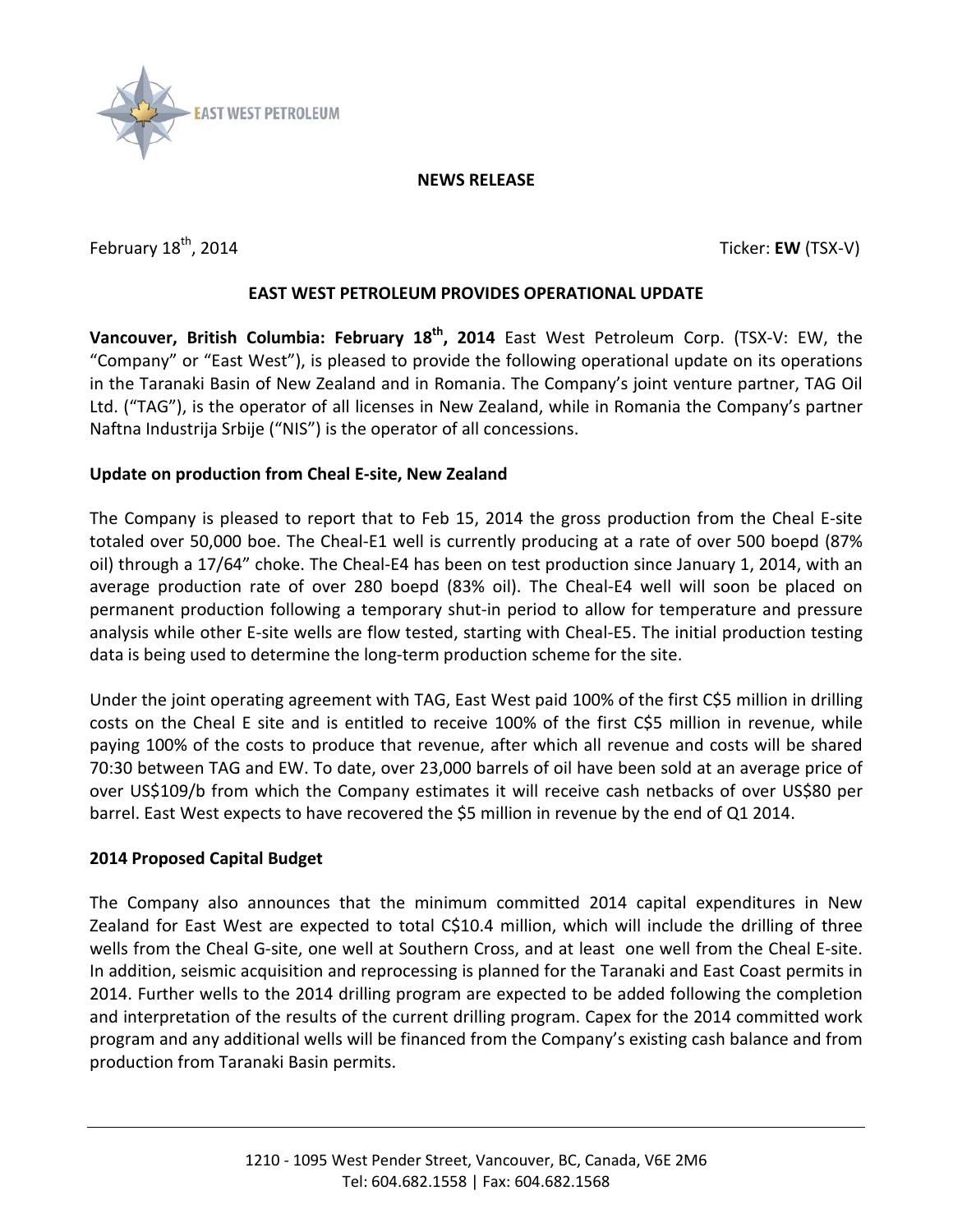**NEWS RELEASE**

February 18th, 2014 Ticker: **EW** (TSX-V)

# EAST WEST PETROLEUM PROVIDES OPERATIONAL UPDATE

**Vancouver, British Columbia: February 18th, 2014** East West Petroleum Corp. (TSX-V: EW, the "Company" or "East West"), is pleased to provide the following operational update on its operations in the Taranaki Basin of New Zealand and in Romania. The Company's joint venture partner, TAG Oil Ltd. ("TAG"), is the operator of all licenses in New Zealand, while in Romania the Company's partner Naftna Industrija Srbije ("NIS") is the operator of all concessions.

## Update on production from Cheal E-site, New Zealand

The Company is pleased to report that to Feb 15, 2014 the gross production from the Cheal E-site totaled over 50,000 boe. The Cheal-E1 well is currently producing at a rate of over 500 boepd (87% oil) through a 17/64" choke. The Cheal-E4 has been on test production since January 1, 2014, with an average production rate of over 280 boepd (83% oil). The Cheal-E4 well will soon be placed on permanent production following a temporary shut-in period to allow for temperature and pressure analysis while other E-site wells are flow tested, starting with Cheal-E5. The initial production testing data is being used to determine the long-term production scheme for the site.

Under the joint operating agreement with TAG, East West paid 100% of the first C$5 million in drilling costs on the Cheal E site and is entitled to receive 100% of the first C$5 million in revenue, while paying 100% of the costs to produce that revenue, after which all revenue and costs will be shared 70:30 between TAG and EW. To date, over 23,000 barrels of oil have been sold at an average price of over US$109/b from which the Company estimates it will receive cash netbacks of over US$80 per barrel. East West expects to have recovered the $5 million in revenue by the end of Q1 2014.

## 2014 Proposed Capital Budget

The Company also announces that the minimum committed 2014 capital expenditures in New Zealand for East West are expected to total C$10.4 million, which will include the drilling of three wells from the Cheal G-site, one well at Southern Cross, and at least one well from the Cheal E-site. In addition, seismic acquisition and reprocessing is planned for the Taranaki and East Coast permits in 2014. Further wells to the 2014 drilling program are expected to be added following the completion and interpretation of the results of the current drilling program. Capex for the 2014 committed work program and any additional wells will be financed from the Company's existing cash balance and from production from Taranaki Basin permits.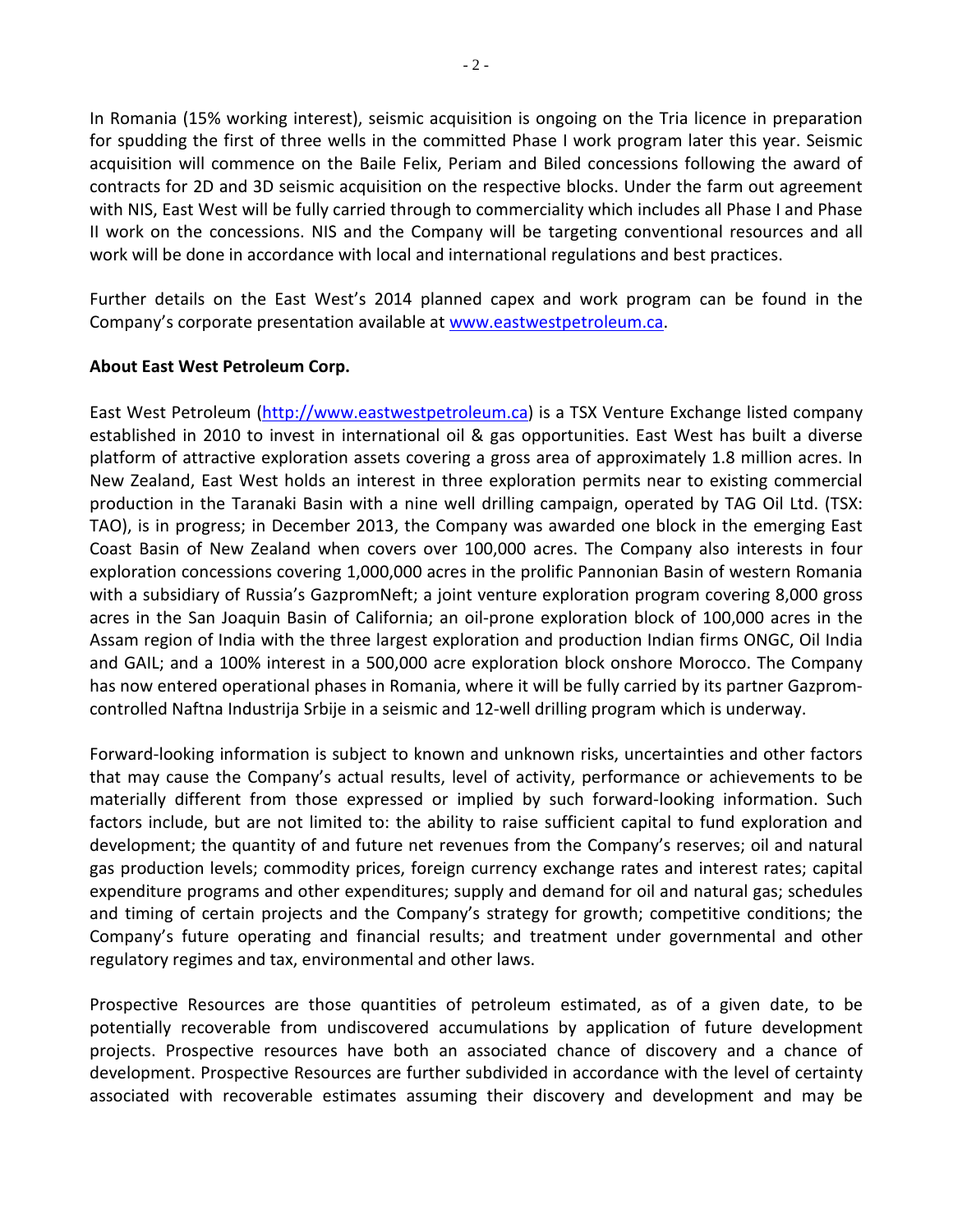In Romania (15% working interest), seismic acquisition is ongoing on the Tria licence in preparation for spudding the first of three wells in the committed Phase I work program later this year. Seismic acquisition will commence on the Baile Felix, Periam and Biled concessions following the award of contracts for 2D and 3D seismic acquisition on the respective blocks. Under the farm out agreement with NIS, East West will be fully carried through to commerciality which includes all Phase I and Phase II work on the concessions. NIS and the Company will be targeting conventional resources and all work will be done in accordance with local and international regulations and best practices.

Further details on the East West's 2014 planned capex and work program can be found in the Company's corporate presentation available at [www.eastwestpetroleum.ca](http://www.eastwestpetroleum.ca).

**About East West Petroleum Corp.**

East West Petroleum ([http://www.eastwestpetroleum.ca](http://www.eastwestpetroleum.ca)) is a TSX Venture Exchange listed company established in 2010 to invest in international oil & gas opportunities. East West has built a diverse platform of attractive exploration assets covering a gross area of approximately 1.8 million acres. In New Zealand, East West holds an interest in three exploration permits near to existing commercial production in the Taranaki Basin with a nine well drilling campaign, operated by TAG Oil Ltd. (TSX: TAO), is in progress; in December 2013, the Company was awarded one block in the emerging East Coast Basin of New Zealand when covers over 100,000 acres. The Company also interests in four exploration concessions covering 1,000,000 acres in the prolific Pannonian Basin of western Romania with a subsidiary of Russia's GazpromNeft; a joint venture exploration program covering 8,000 gross acres in the San Joaquin Basin of California; an oil-prone exploration block of 100,000 acres in the Assam region of India with the three largest exploration and production Indian firms ONGC, Oil India and GAIL; and a 100% interest in a 500,000 acre exploration block onshore Morocco. The Company has now entered operational phases in Romania, where it will be fully carried by its partner Gazprom-controlled Naftna Industrija Srbije in a seismic and 12-well drilling program which is underway.

Forward-looking information is subject to known and unknown risks, uncertainties and other factors that may cause the Company's actual results, level of activity, performance or achievements to be materially different from those expressed or implied by such forward-looking information. Such factors include, but are not limited to: the ability to raise sufficient capital to fund exploration and development; the quantity of and future net revenues from the Company's reserves; oil and natural gas production levels; commodity prices, foreign currency exchange rates and interest rates; capital expenditure programs and other expenditures; supply and demand for oil and natural gas; schedules and timing of certain projects and the Company's strategy for growth; competitive conditions; the Company's future operating and financial results; and treatment under governmental and other regulatory regimes and tax, environmental and other laws.

Prospective Resources are those quantities of petroleum estimated, as of a given date, to be potentially recoverable from undiscovered accumulations by application of future development projects. Prospective resources have both an associated chance of discovery and a chance of development. Prospective Resources are further subdivided in accordance with the level of certainty associated with recoverable estimates assuming their discovery and development and may be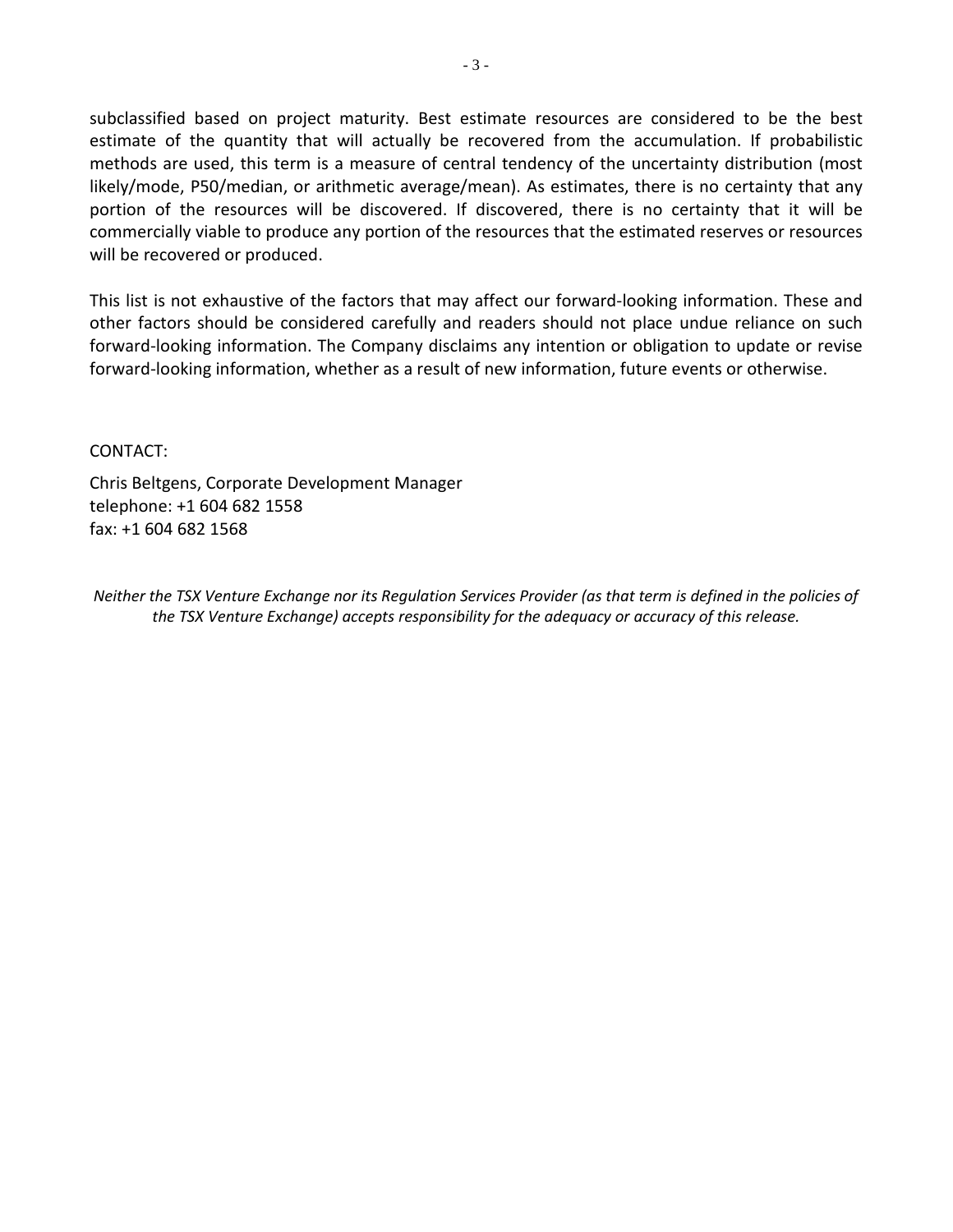subclassified based on project maturity. Best estimate resources are considered to be the best estimate of the quantity that will actually be recovered from the accumulation. If probabilistic methods are used, this term is a measure of central tendency of the uncertainty distribution (most likely/mode, P50/median, or arithmetic average/mean). As estimates, there is no certainty that any portion of the resources will be discovered. If discovered, there is no certainty that it will be commercially viable to produce any portion of the resources that the estimated reserves or resources will be recovered or produced.

This list is not exhaustive of the factors that may affect our forward-looking information. These and other factors should be considered carefully and readers should not place undue reliance on such forward-looking information. The Company disclaims any intention or obligation to update or revise forward-looking information, whether as a result of new information, future events or otherwise.

CONTACT:

Chris Beltgens, Corporate Development Manager
telephone: +1 604 682 1558
fax: +1 604 682 1568

*Neither the TSX Venture Exchange nor its Regulation Services Provider (as that term is defined in the policies of the TSX Venture Exchange) accepts responsibility for the adequacy or accuracy of this release.*